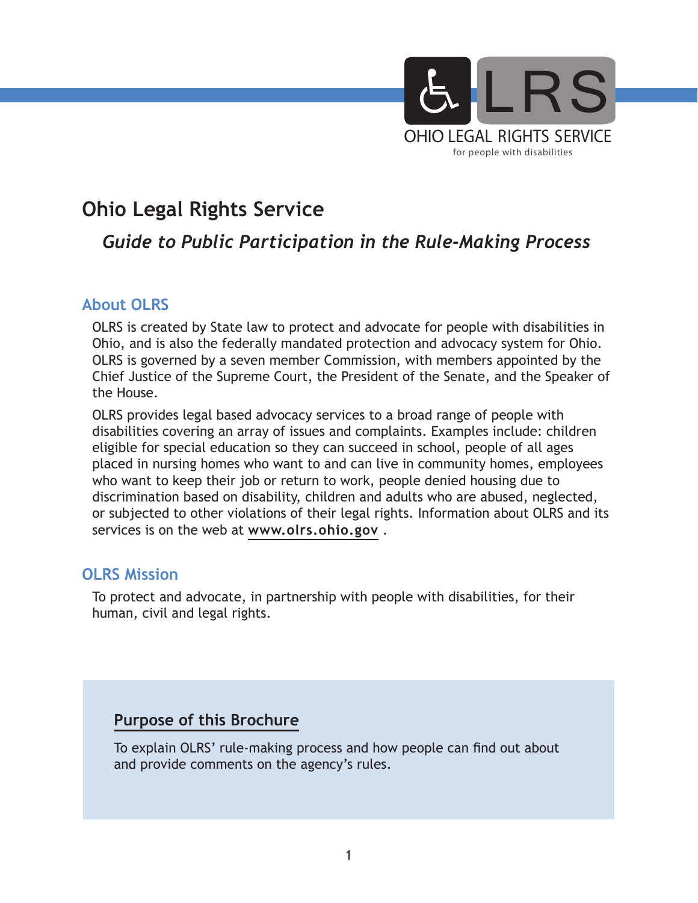OHIO LEGAL RIGHTS SERVICE
for people with disabilities

# Ohio Legal Rights Service

## *Guide to Public Participation in the Rule-Making Process*

### About OLRS

OLRS is created by State law to protect and advocate for people with disabilities in Ohio, and is also the federally mandated protection and advocacy system for Ohio. OLRS is governed by a seven member Commission, with members appointed by the Chief Justice of the Supreme Court, the President of the Senate, and the Speaker of the House.

OLRS provides legal based advocacy services to a broad range of people with disabilities covering an array of issues and complaints. Examples include: children eligible for special education so they can succeed in school, people of all ages placed in nursing homes who want to and can live in community homes, employees who want to keep their job or return to work, people denied housing due to discrimination based on disability, children and adults who are abused, neglected, or subjected to other violations of their legal rights. Information about OLRS and its services is on the web at **www.olrs.ohio.gov** .

### OLRS Mission

To protect and advocate, in partnership with people with disabilities, for their human, civil and legal rights.

### Purpose of this Brochure

To explain OLRS' rule-making process and how people can find out about and provide comments on the agency's rules.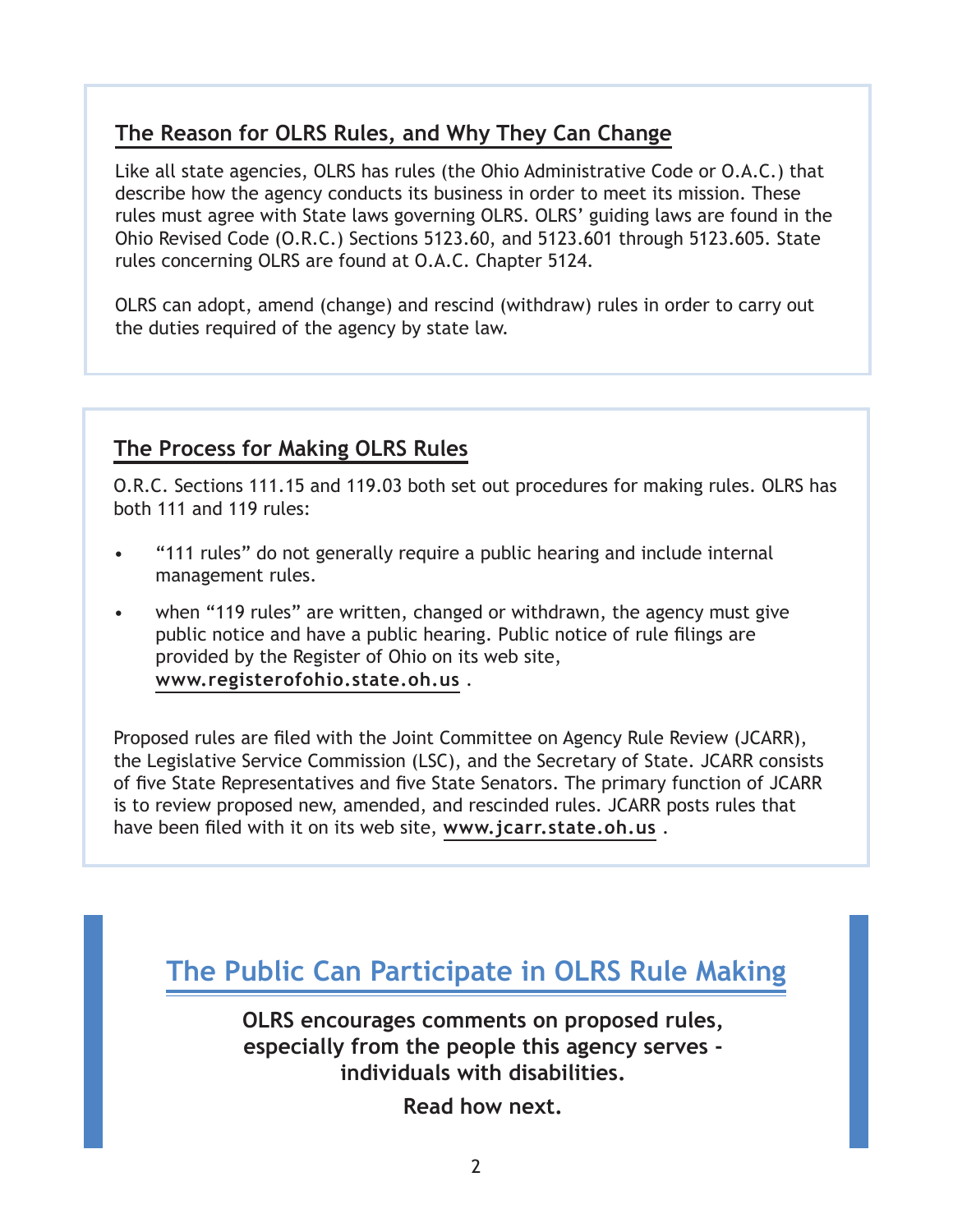## The Reason for OLRS Rules, and Why They Can Change

Like all state agencies, OLRS has rules (the Ohio Administrative Code or O.A.C.) that describe how the agency conducts its business in order to meet its mission. These rules must agree with State laws governing OLRS. OLRS' guiding laws are found in the Ohio Revised Code (O.R.C.) Sections 5123.60, and 5123.601 through 5123.605. State rules concerning OLRS are found at O.A.C. Chapter 5124.

OLRS can adopt, amend (change) and rescind (withdraw) rules in order to carry out the duties required of the agency by state law.

## The Process for Making OLRS Rules

O.R.C. Sections 111.15 and 119.03 both set out procedures for making rules. OLRS has both 111 and 119 rules:

- "111 rules" do not generally require a public hearing and include internal management rules.
- when "119 rules" are written, changed or withdrawn, the agency must give public notice and have a public hearing. Public notice of rule filings are provided by the Register of Ohio on its web site, **www.registerofohio.state.oh.us** .

Proposed rules are filed with the Joint Committee on Agency Rule Review (JCARR), the Legislative Service Commission (LSC), and the Secretary of State. JCARR consists of five State Representatives and five State Senators. The primary function of JCARR is to review proposed new, amended, and rescinded rules. JCARR posts rules that have been filed with it on its web site, **www.jcarr.state.oh.us** .

## The Public Can Participate in OLRS Rule Making

**OLRS encourages comments on proposed rules, especially from the people this agency serves - individuals with disabilities.**

**Read how next.**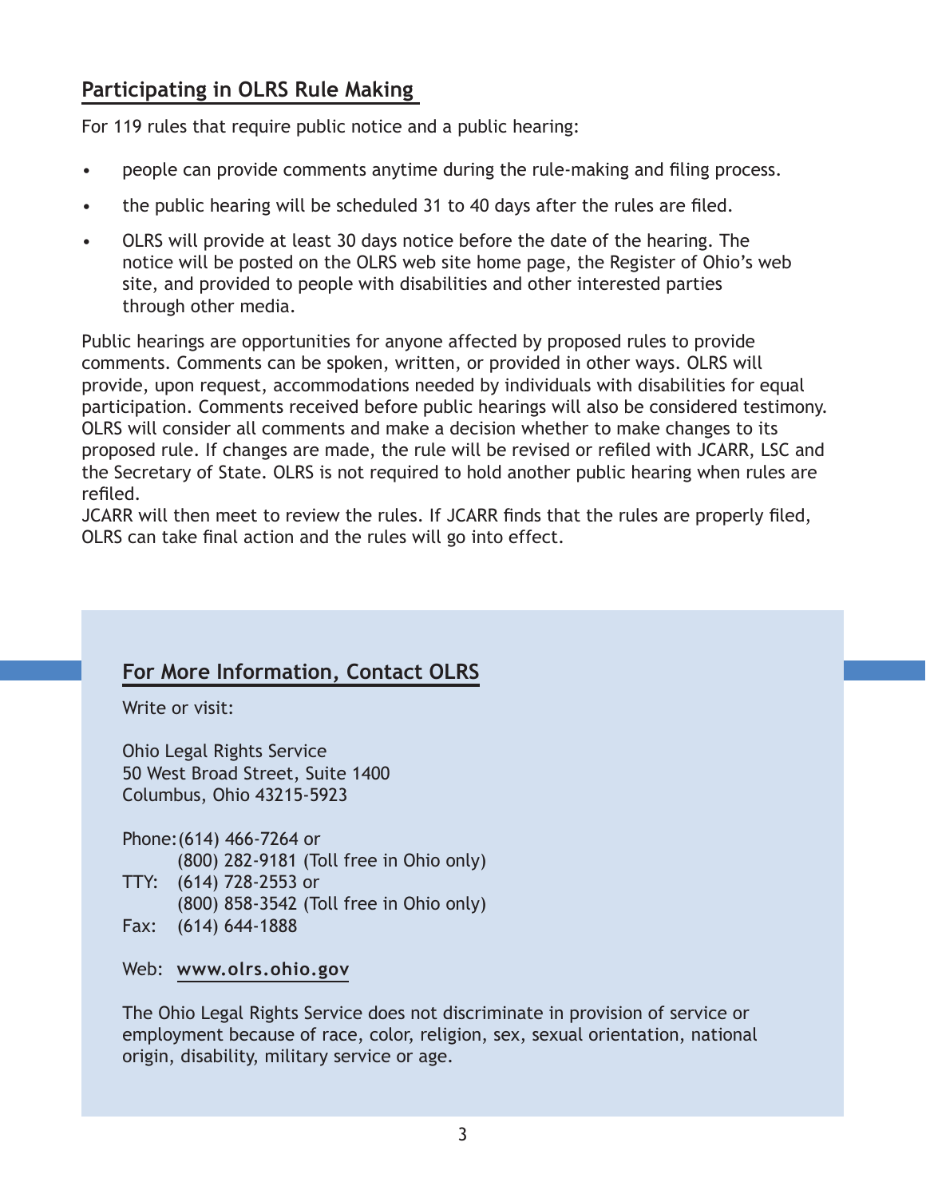## Participating in OLRS Rule Making

For 119 rules that require public notice and a public hearing:

- people can provide comments anytime during the rule-making and filing process.
- the public hearing will be scheduled 31 to 40 days after the rules are filed.
- OLRS will provide at least 30 days notice before the date of the hearing. The notice will be posted on the OLRS web site home page, the Register of Ohio's web site, and provided to people with disabilities and other interested parties through other media.

Public hearings are opportunities for anyone affected by proposed rules to provide comments. Comments can be spoken, written, or provided in other ways. OLRS will provide, upon request, accommodations needed by individuals with disabilities for equal participation. Comments received before public hearings will also be considered testimony. OLRS will consider all comments and make a decision whether to make changes to its proposed rule. If changes are made, the rule will be revised or refiled with JCARR, LSC and the Secretary of State. OLRS is not required to hold another public hearing when rules are refiled.

JCARR will then meet to review the rules. If JCARR finds that the rules are properly filed, OLRS can take final action and the rules will go into effect.

## For More Information, Contact OLRS

Write or visit:

Ohio Legal Rights Service
50 West Broad Street, Suite 1400
Columbus, Ohio 43215-5923

Phone: (614) 466-7264 or
(800) 282-9181 (Toll free in Ohio only)
TTY: (614) 728-2553 or
(800) 858-3542 (Toll free in Ohio only)
Fax: (614) 644-1888

Web: **www.olrs.ohio.gov**

The Ohio Legal Rights Service does not discriminate in provision of service or employment because of race, color, religion, sex, sexual orientation, national origin, disability, military service or age.